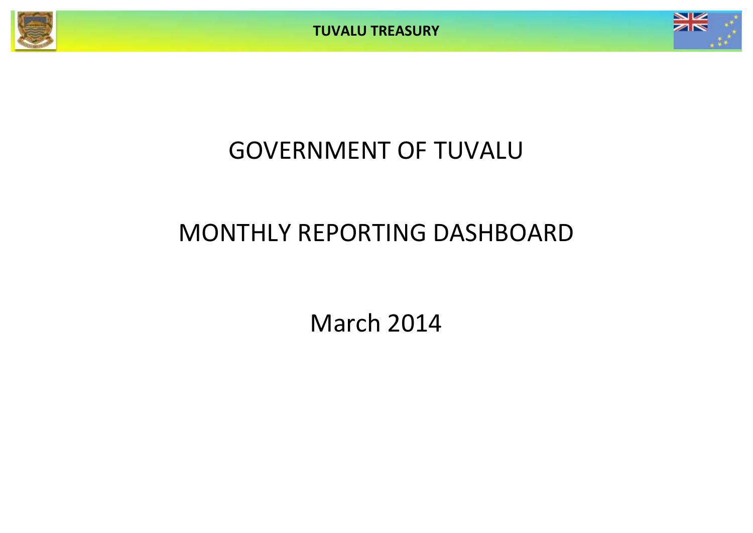TUVALU TREASURY

# GOVERNMENT OF TUVALU

# MONTHLY REPORTING DASHBOARD

## March 2014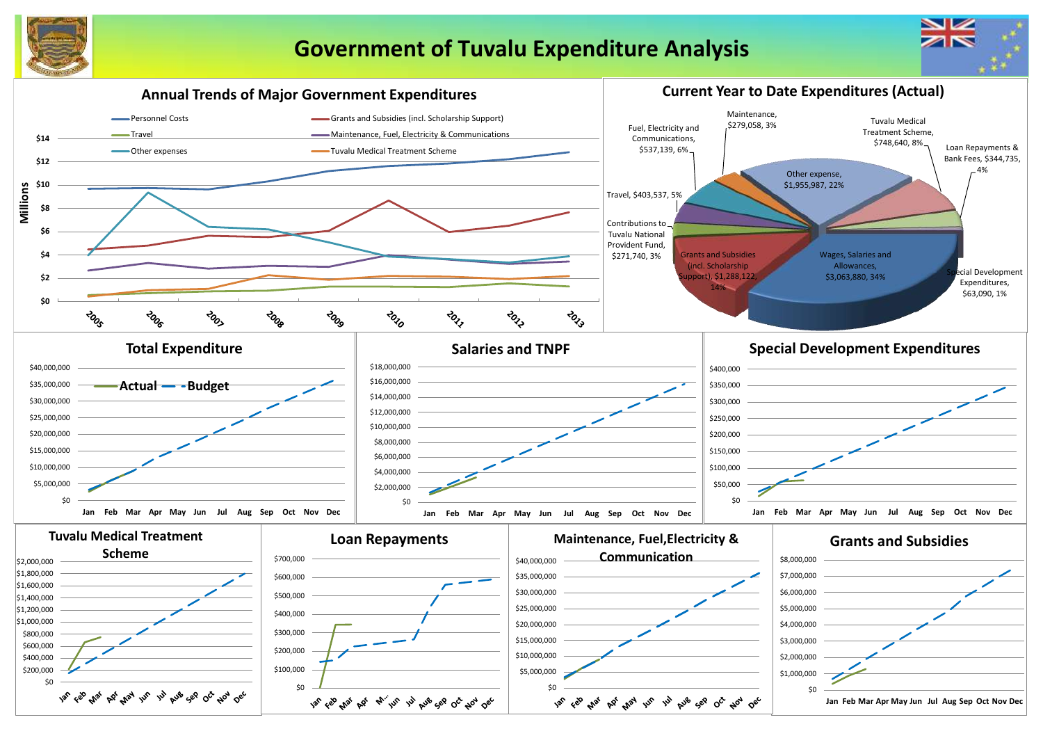# Government of Tuvalu Expenditure Analysis

## Annual Trends of Major Government Expenditures

Legend: Personnel Costs; Grants and Subsidies (incl. Scholarship Support); Travel; Maintenance, Fuel, Electricity & Communications; Other expenses; Tuvalu Medical Treatment Scheme

Millions: $0, $2, $4, $6, $8, $10, $12, $14

2005, 2006, 2007, 2008, 2009, 2010, 2011, 2012, 2013

## Current Year to Date Expenditures (Actual)

- Maintenance, $279,058, 3%
- Tuvalu Medical Treatment Scheme, $748,640, 8%
- Fuel, Electricity and Communications, $537,139, 6%
- Loan Repayments & Bank Fees, $344,735, 4%
- Other expense, $1,955,987, 22%
- Travel, $403,537, 5%
- Contributions to Tuvalu National Provident Fund, $271,740, 3%
- Grants and Subsidies (incl. Scholarship Support), $1,288,122, 14%
- Wages, Salaries and Allowances, $3,063,880, 34%
- Special Development Expenditures, $63,090, 1%

## Total Expenditure

Legend: Actual; Budget

$0, $5,000,000, $10,000,000, $15,000,000, $20,000,000, $25,000,000, $30,000,000, $35,000,000, $40,000,000

Jan Feb Mar Apr May Jun Jul Aug Sep Oct Nov Dec

## Salaries and TNPF

$0, $2,000,000, $4,000,000, $6,000,000, $8,000,000, $10,000,000, $12,000,000, $14,000,000, $16,000,000, $18,000,000

Jan Feb Mar Apr May Jun Jul Aug Sep Oct Nov Dec

## Special Development Expenditures

$0, $50,000, $100,000, $150,000, $200,000, $250,000, $300,000, $350,000, $400,000

Jan Feb Mar Apr May Jun Jul Aug Sep Oct Nov Dec

## Tuvalu Medical Treatment Scheme

$0, $200,000, $400,000, $600,000, $800,000, $1,000,000, $1,200,000, $1,400,000, $1,600,000, $1,800,000, $2,000,000

Jan Feb Mar Apr May Jun Jul Aug Sep Oct Nov Dec

## Loan Repayments

$0, $100,000, $200,000, $300,000, $400,000, $500,000, $600,000, $700,000

Jan Feb Mar Apr M... Jun Jul Aug Sep Oct Nov Dec

## Maintenance, Fuel,Electricity & Communication

$0, $5,000,000, $10,000,000, $15,000,000, $20,000,000, $25,000,000, $30,000,000, $35,000,000, $40,000,000

Jan Feb Mar Apr May Jun Jul Aug Sep Oct Nov Dec

## Grants and Subsidies

$0, $1,000,000, $2,000,000, $3,000,000, $4,000,000, $5,000,000, $6,000,000, $7,000,000, $8,000,000

Jan Feb Mar Apr May Jun Jul Aug Sep Oct Nov Dec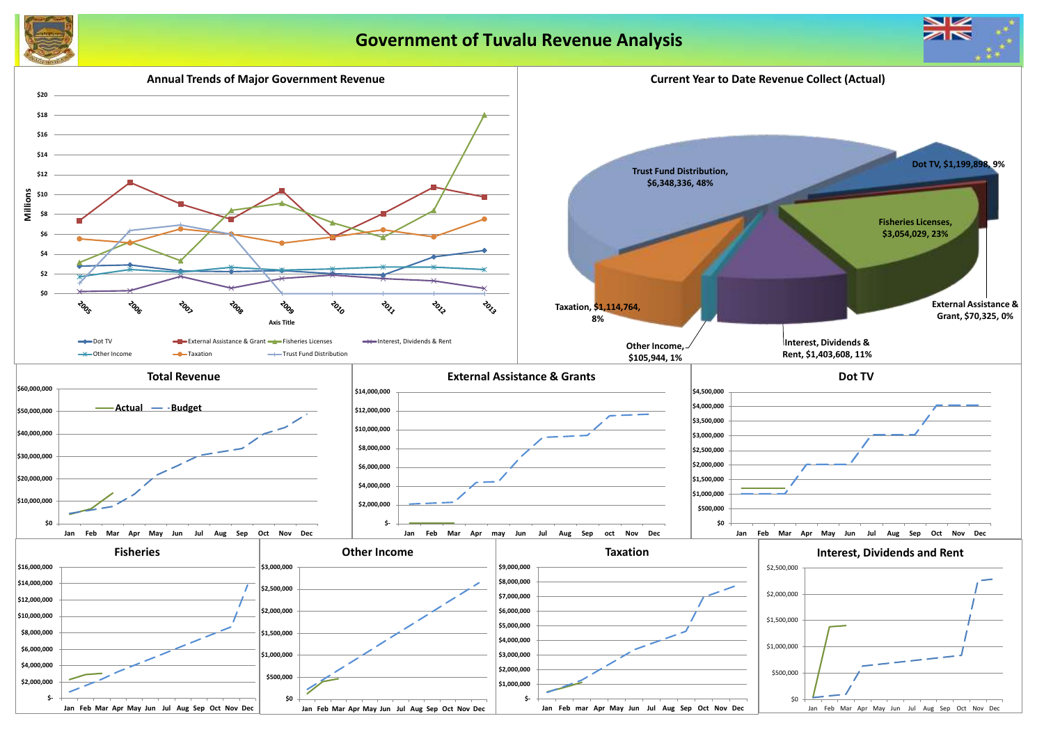# Government of Tuvalu Revenue Analysis

## Annual Trends of Major Government Revenue

Millions

$20, $18, $16, $14, $12, $10, $8, $6, $4, $2, $0

2005, 2006, 2007, 2008, 2009, 2010, 2011, 2012, 2013

Axis Title

Dot TV, External Assistance & Grant, Fisheries Licenses, Interest, Dividends & Rent, Other Income, Taxation, Trust Fund Distribution

## Current Year to Date Revenue Collect (Actual)

- Trust Fund Distribution, $6,348,336, 48%
- Dot TV, $1,199,898, 9%
- Fisheries Licenses, $3,054,029, 23%
- External Assistance & Grant, $70,325, 0%
- Interest, Dividends & Rent, $1,403,608, 11%
- Other Income, $105,944, 1%
- Taxation, $1,114,764, 8%

## Total Revenue

Actual, Budget

$60,000,000, $50,000,000, $40,000,000, $30,000,000, $20,000,000, $10,000,000, $0

Jan, Feb, Mar, Apr, May, Jun, Jul, Aug, Sep, Oct, Nov, Dec

## External Assistance & Grants

$14,000,000, $12,000,000, $10,000,000, $8,000,000, $6,000,000, $4,000,000, $2,000,000, $-

Jan, Feb, Mar, Apr, may, Jun, Jul, Aug, Sep, oct, Nov, Dec

## Dot TV

$4,500,000, $4,000,000, $3,500,000, $3,000,000, $2,500,000, $2,000,000, $1,500,000, $1,000,000, $500,000, $0

Jan, Feb, Mar, Apr, May, Jun, Jul, Aug, Sep, Oct, Nov, Dec

## Fisheries

$16,000,000, $14,000,000, $12,000,000, $10,000,000, $8,000,000, $6,000,000, $4,000,000, $2,000,000, $-

Jan, Feb, Mar, Apr, May, Jun, Jul, Aug, Sep, Oct, Nov, Dec

## Other Income

$3,000,000, $2,500,000, $2,000,000, $1,500,000, $1,000,000, $500,000, $0

Jan, Feb, Mar, Apr, May, Jun, Jul, Aug, Sep, Oct, Nov, Dec

## Taxation

$9,000,000, $8,000,000, $7,000,000, $6,000,000, $5,000,000, $4,000,000, $3,000,000, $2,000,000, $1,000,000, $-

Jan, Feb, mar, Apr, May, Jun, Jul, Aug, Sep, Oct, Nov, Dec

## Interest, Dividends and Rent

$2,500,000, $2,000,000, $1,500,000, $1,000,000, $500,000, $0

Jan, Feb, Mar, Apr, May, Jun, Jul, Aug, Sep, Oct, Nov, Dec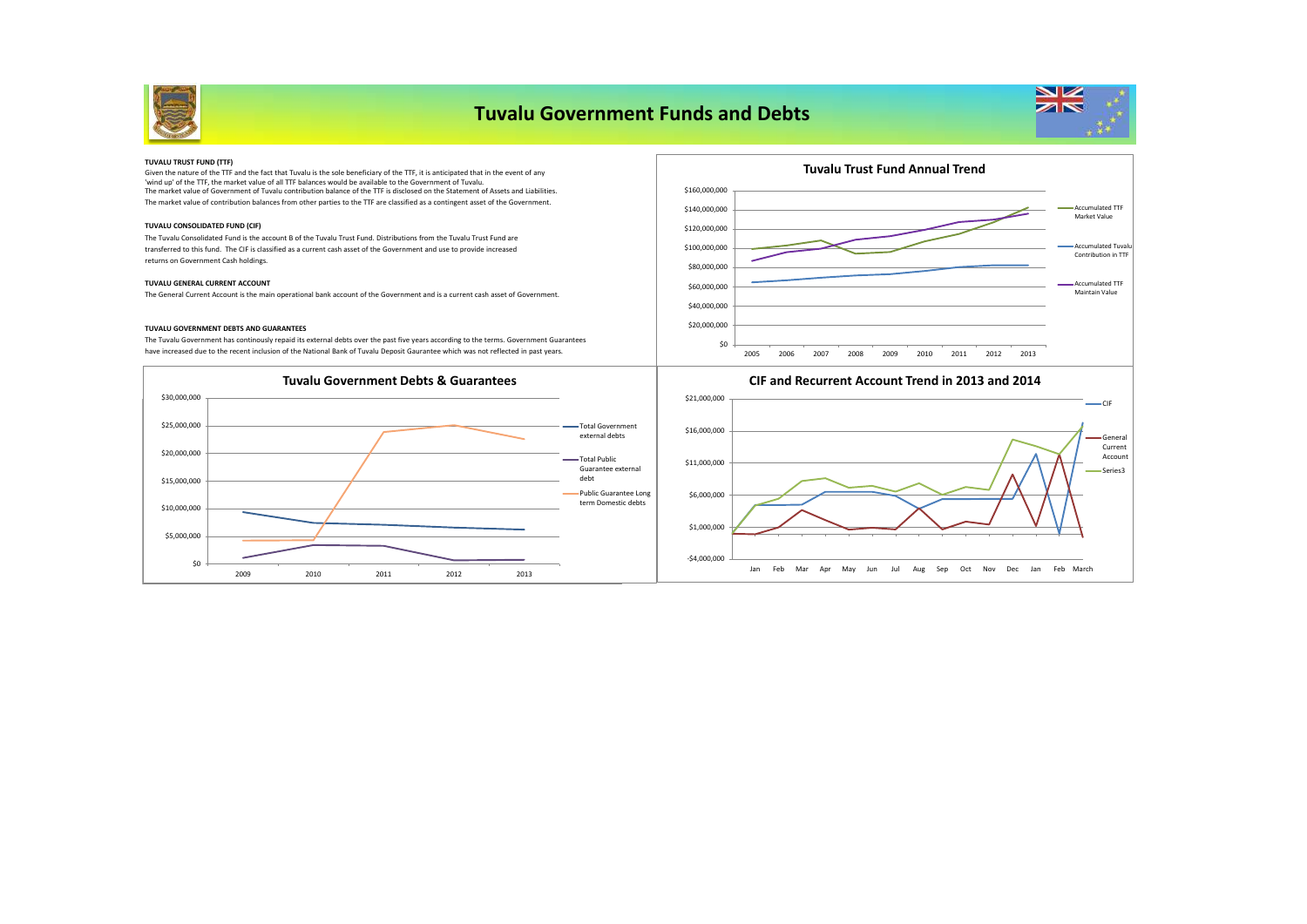# Tuvalu Government Funds and Debts

**TUVALU TRUST FUND (TTF)**

Given the nature of the TTF and the fact that Tuvalu is the sole beneficiary of the TTF, it is anticipated that in the event of any 'wind up' of the TTF, the market value of all TTF balances would be available to the Government of Tuvalu.
The market value of Government of Tuvalu contribution balance of the TTF is disclosed on the Statement of Assets and Liabilities.
The market value of contribution balances from other parties to the TTF are classified as a contingent asset of the Government.

**TUVALU CONSOLIDATED FUND (CIF)**

The Tuvalu Consolidated Fund is the account B of the Tuvalu Trust Fund. Distributions from the Tuvalu Trust Fund are transferred to this fund. The CIF is classified as a current cash asset of the Government and use to provide increased returns on Government Cash holdings.

**TUVALU GENERAL CURRENT ACCOUNT**

The General Current Account is the main operational bank account of the Government and is a current cash asset of Government.

**TUVALU GOVERNMENT DEBTS AND GUARANTEES**

The Tuvalu Government has continously repaid its external debts over the past five years according to the terms. Government Guarantees have increased due to the recent inclusion of the National Bank of Tuvalu Deposit Gaurantee which was not reflected in past years.

**Tuvalu Trust Fund Annual Trend**

Legend: Accumulated TTF Market Value; Accumulated Tuvalu Contribution in TTF; Accumulated TTF Maintain Value

Y-axis: $0 – $160,000,000; X-axis: 2005 – 2013

**Tuvalu Government Debts & Guarantees**

Legend: Total Government external debts; Total Public Guarantee external debt; Public Guarantee Long term Domestic debts

Y-axis: $0 – $30,000,000; X-axis: 2009 – 2013

**CIF and Recurrent Account Trend in 2013 and 2014**

Legend: CIF; General Current Account; Series3

Y-axis: -$4,000,000 – $21,000,000; X-axis: Jan – Dec, Jan, Feb, March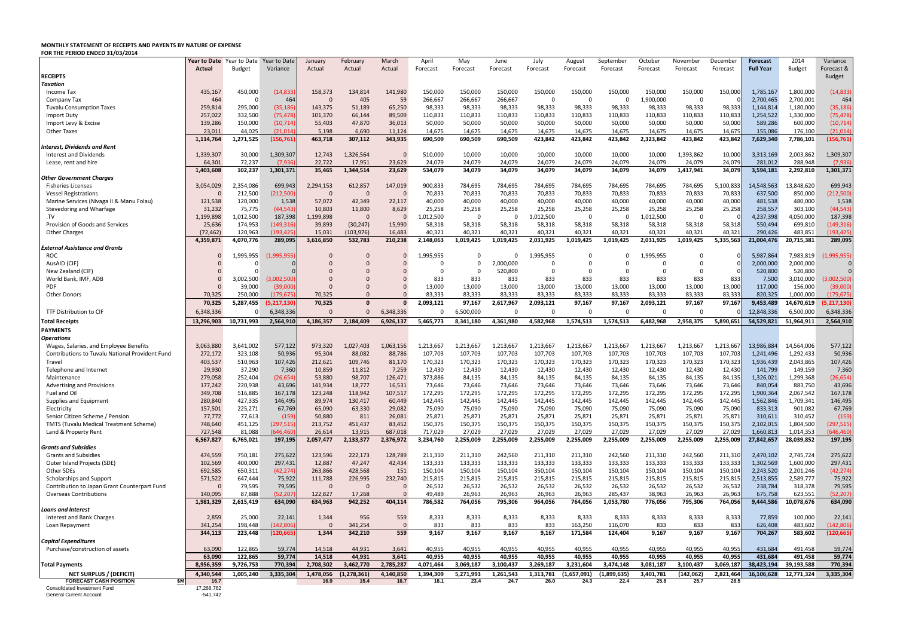**MONTHLY STATEMENT OF RECEIPTS AND PAYENTS BY NATURE OF EXPENSE**
**FOR THE PERIOD ENDED 31/03/2014**

| | Year to Date Actual | Year to Date Budget | Year to Date Variance | January Actual | February Actual | March Actual | April Forecast | May Forecast | June Forecast | July Forecast | August Forecast | September Forecast | October Forecast | November Forecast | December Forecast | Forecast Full Year | 2014 Budget | Variance Forecast & Budget |
|---|---|---|---|---|---|---|---|---|---|---|---|---|---|---|---|---|---|---|
| **RECEIPTS** | | | | | | | | | | | | | | | | | | |
| ***Taxation*** | | | | | | | | | | | | | | | | | | |
| Income Tax | 435,167 | 450,000 | (14,833) | 158,373 | 134,814 | 141,980 | 150,000 | 150,000 | 150,000 | 150,000 | 150,000 | 150,000 | 150,000 | 150,000 | 150,000 | 1,785,167 | 1,800,000 | (14,833) |
| Company Tax | 464 | 0 | 464 | 0 | 405 | 59 | 266,667 | 266,667 | 266,667 | 0 | 0 | 0 | 1,900,000 | 0 | 0 | 2,700,465 | 2,700,001 | 464 |
| Tuvalu Consumption Taxes | 259,814 | 295,000 | (35,186) | 143,375 | 51,189 | 65,250 | 98,333 | 98,333 | 98,333 | 98,333 | 98,333 | 98,333 | 98,333 | 98,333 | 98,333 | 1,144,814 | 1,180,000 | (35,186) |
| Import Duty | 257,022 | 332,500 | (75,478) | 101,370 | 66,144 | 89,509 | 110,833 | 110,833 | 110,833 | 110,833 | 110,833 | 110,833 | 110,833 | 110,833 | 110,833 | 1,254,522 | 1,330,000 | (75,478) |
| Import Levy & Excise | 139,286 | 150,000 | (10,714) | 55,403 | 47,870 | 36,013 | 50,000 | 50,000 | 50,000 | 50,000 | 50,000 | 50,000 | 50,000 | 50,000 | 50,000 | 589,286 | 600,000 | (10,714) |
| Other Taxes | 23,011 | 44,025 | (21,014) | 5,198 | 6,690 | 11,124 | 14,675 | 14,675 | 14,675 | 14,675 | 14,675 | 14,675 | 14,675 | 14,675 | 14,675 | 155,086 | 176,100 | (21,014) |
| | 1,114,764 | 1,271,525 | (156,761) | 463,718 | 307,112 | 343,935 | 690,509 | 690,509 | 690,509 | 423,842 | 423,842 | 423,842 | 2,323,842 | 423,842 | 423,842 | 7,629,340 | 7,786,101 | (156,761) |
| ***Interest, Dividends and Rent*** | | | | | | | | | | | | | | | | | | |
| Interest and Dividends | 1,339,307 | 30,000 | 1,309,307 | 12,743 | 1,326,564 | 0 | 510,000 | 10,000 | 10,000 | 10,000 | 10,000 | 10,000 | 10,000 | 1,393,862 | 10,000 | 3,313,169 | 2,003,862 | 1,309,307 |
| Lease, rent and hire | 64,301 | 72,237 | (7,936) | 22,722 | 17,951 | 23,629 | 24,079 | 24,079 | 24,079 | 24,079 | 24,079 | 24,079 | 24,079 | 24,079 | 24,079 | 281,012 | 288,948 | (7,936) |
| | 1,403,608 | 102,237 | 1,301,371 | 35,465 | 1,344,514 | 23,629 | 534,079 | 34,079 | 34,079 | 34,079 | 34,079 | 34,079 | 34,079 | 1,417,941 | 34,079 | 3,594,181 | 2,292,810 | 1,301,371 |
| ***Other Government Charges*** | | | | | | | | | | | | | | | | | | |
| Fisheries Licenses | 3,054,029 | 2,354,086 | 699,943 | 2,294,153 | 612,857 | 147,019 | 900,833 | 784,695 | 784,695 | 784,695 | 784,695 | 784,695 | 784,695 | 784,695 | 5,100,833 | 14,548,563 | 13,848,620 | 699,943 |
| Vessel Registrations | 0 | 212,500 | (212,500) | 0 | 0 | 0 | 70,833 | 70,833 | 70,833 | 70,833 | 70,833 | 70,833 | 70,833 | 70,833 | 70,833 | 637,500 | 850,000 | (212,500) |
| Marine Services (Nivaga II & Manu Folau) | 121,538 | 120,000 | 1,538 | 57,072 | 42,349 | 22,117 | 40,000 | 40,000 | 40,000 | 40,000 | 40,000 | 40,000 | 40,000 | 40,000 | 40,000 | 481,538 | 480,000 | 1,538 |
| Stevedoring and Wharfage | 31,232 | 75,775 | (44,543) | 10,803 | 11,800 | 8,629 | 25,258 | 25,258 | 25,258 | 25,258 | 25,258 | 25,258 | 25,258 | 25,258 | 25,258 | 258,557 | 303,100 | (44,543) |
| .TV | 1,199,898 | 1,012,500 | 187,398 | 1,199,898 | 0 | 0 | 1,012,500 | 0 | 0 | 1,012,500 | 0 | 0 | 1,012,500 | 0 | 0 | 4,237,398 | 4,050,000 | 187,398 |
| Provision of Goods and Services | 25,636 | 174,953 | (149,316) | 39,893 | (30,247) | 15,990 | 58,318 | 58,318 | 58,318 | 58,318 | 58,318 | 58,318 | 58,318 | 58,318 | 58,318 | 550,494 | 699,810 | (149,316) |
| Other Charges | (72,462) | 120,963 | (193,425) | 15,031 | (103,976) | 16,483 | 40,321 | 40,321 | 40,321 | 40,321 | 40,321 | 40,321 | 40,321 | 40,321 | 40,321 | 290,426 | 483,851 | (193,425) |
| | 4,359,871 | 4,070,776 | 289,095 | 3,616,850 | 532,783 | 210,238 | 2,148,063 | 1,019,425 | 1,019,425 | 2,031,925 | 1,019,425 | 1,019,425 | 2,031,925 | 1,019,425 | 5,335,563 | 21,004,476 | 20,715,381 | 289,095 |
| ***External Assistance and Grants*** | | | | | | | | | | | | | | | | | | |
| ROC | 0 | 1,995,955 | (1,995,955) | 0 | 0 | 0 | 1,995,955 | 0 | 0 | 1,995,955 | 0 | 0 | 1,995,955 | 0 | 0 | 5,987,864 | 7,983,819 | (1,995,955) |
| AusAID (CIF) | 0 | 0 | 0 | 0 | 0 | 0 | 0 | 0 | 2,000,000 | 0 | 0 | 0 | 0 | 0 | 0 | 2,000,000 | 2,000,000 | 0 |
| New Zealand (CIF) | 0 | 0 | 0 | 0 | 0 | 0 | 0 | 0 | 520,800 | 0 | 0 | 0 | 0 | 0 | 0 | 520,800 | 520,800 | 0 |
| World Bank, IMF, ADB | 0 | 3,002,500 | (3,002,500) | 0 | 0 | 0 | 833 | 833 | 833 | 833 | 833 | 833 | 833 | 833 | 833 | 7,500 | 3,010,000 | (3,002,500) |
| PDF | 0 | 39,000 | (39,000) | 0 | 0 | 0 | 13,000 | 13,000 | 13,000 | 13,000 | 13,000 | 13,000 | 13,000 | 13,000 | 13,000 | 117,000 | 156,000 | (39,000) |
| Other Donors | 70,325 | 250,000 | (179,675) | 70,325 | 0 | 0 | 83,333 | 83,333 | 83,333 | 83,333 | 83,333 | 83,333 | 83,333 | 83,333 | 83,333 | 820,325 | 1,000,000 | (179,675) |
| | 70,325 | 5,287,455 | (5,217,130) | 70,325 | 0 | 0 | 2,093,121 | 97,167 | 2,617,967 | 2,093,121 | 97,167 | 97,167 | 2,093,121 | 97,167 | 97,167 | 9,453,489 | 14,670,619 | (5,217,130) |
| TTF Distribution to CIF | 6,348,336 | 0 | 6,348,336 | 0 | 0 | 6,348,336 | 0 | 6,500,000 | 0 | 0 | 0 | 0 | 0 | 0 | 0 | 12,848,336 | 6,500,000 | 6,348,336 |
| **Total Receipts** | 13,296,903 | 10,731,993 | 2,564,910 | 4,186,357 | 2,184,409 | 6,926,137 | 5,465,773 | 8,341,180 | 4,361,980 | 4,582,968 | 1,574,513 | 1,574,513 | 6,482,968 | 2,958,375 | 5,890,651 | 54,529,821 | 51,964,911 | 2,564,910 |
| **PAYMENTS** | | | | | | | | | | | | | | | | | | |
| ***Operations*** | | | | | | | | | | | | | | | | | | |
| Wages, Salaries, and Employee Benefits | 3,063,880 | 3,641,002 | 577,122 | 973,320 | 1,027,403 | 1,063,156 | 1,213,667 | 1,213,667 | 1,213,667 | 1,213,667 | 1,213,667 | 1,213,667 | 1,213,667 | 1,213,667 | 1,213,667 | 13,986,884 | 14,564,006 | 577,122 |
| Contributions to Tuvalu National Provident Fund | 272,172 | 323,108 | 50,936 | 95,304 | 88,082 | 88,786 | 107,703 | 107,703 | 107,703 | 107,703 | 107,703 | 107,703 | 107,703 | 107,703 | 107,703 | 1,241,496 | 1,292,433 | 50,936 |
| Travel | 403,537 | 510,963 | 107,426 | 212,621 | 109,746 | 81,170 | 170,323 | 170,323 | 170,323 | 170,323 | 170,323 | 170,323 | 170,323 | 170,323 | 170,323 | 1,936,439 | 2,043,865 | 107,426 |
| Telephone and Internet | 29,930 | 37,290 | 7,360 | 10,859 | 11,812 | 7,259 | 12,430 | 12,430 | 12,430 | 12,430 | 12,430 | 12,430 | 12,430 | 12,430 | 12,430 | 141,799 | 149,159 | 7,360 |
| Maintenance | 279,058 | 252,404 | (26,654) | 53,880 | 98,707 | 126,471 | 373,886 | 84,135 | 84,135 | 84,135 | 84,135 | 84,135 | 84,135 | 84,135 | 84,135 | 1,326,021 | 1,299,368 | (26,654) |
| Advertising and Provisions | 177,242 | 220,938 | 43,696 | 141,934 | 18,777 | 16,531 | 73,646 | 73,646 | 73,646 | 73,646 | 73,646 | 73,646 | 73,646 | 73,646 | 73,646 | 840,054 | 883,750 | 43,696 |
| Fuel and Oil | 349,708 | 516,885 | 167,178 | 123,248 | 118,942 | 107,517 | 172,295 | 172,295 | 172,295 | 172,295 | 172,295 | 172,295 | 172,295 | 172,295 | 172,295 | 1,900,364 | 2,067,542 | 167,178 |
| Supplies and Equipment | 280,840 | 427,335 | 146,495 | 89,974 | 130,417 | 60,449 | 142,445 | 142,445 | 142,445 | 142,445 | 142,445 | 142,445 | 142,445 | 142,445 | 142,445 | 1,562,846 | 1,709,341 | 146,495 |
| Electricity | 157,501 | 225,271 | 67,769 | 65,090 | 63,330 | 29,082 | 75,090 | 75,090 | 75,090 | 75,090 | 75,090 | 75,090 | 75,090 | 75,090 | 75,090 | 833,313 | 901,082 | 67,769 |
| Senior Citizen Scheme / Pension | 77,772 | 77,613 | (159) | 50,880 | 811 | 26,081 | 25,871 | 25,871 | 25,871 | 25,871 | 25,871 | 25,871 | 25,871 | 25,871 | 25,871 | 310,611 | 310,452 | (159) |
| TMTS (Tuvalu Medical Treatment Scheme) | 748,640 | 451,125 | (297,515) | 213,752 | 451,437 | 83,452 | 150,375 | 150,375 | 150,375 | 150,375 | 150,375 | 150,375 | 150,375 | 150,375 | 150,375 | 2,102,015 | 1,804,500 | (297,515) |
| Land & Property Rent | 727,548 | 81,088 | (646,460) | 26,614 | 13,915 | 687,018 | 717,029 | 27,029 | 27,029 | 27,029 | 27,029 | 27,029 | 27,029 | 27,029 | 27,029 | 1,660,813 | 1,014,353 | (646,460) |
| | 6,567,827 | 6,765,021 | 197,195 | 2,057,477 | 2,133,377 | 2,376,972 | 3,234,760 | 2,255,009 | 2,255,009 | 2,255,009 | 2,255,009 | 2,255,009 | 2,255,009 | 2,255,009 | 2,255,009 | 27,842,657 | 28,039,852 | 197,195 |
| ***Grants and Subsidies*** | | | | | | | | | | | | | | | | | | |
| Grants and Subsidies | 474,559 | 750,181 | 275,622 | 123,596 | 222,173 | 128,789 | 211,310 | 211,310 | 242,560 | 211,310 | 211,310 | 242,560 | 211,310 | 242,560 | 211,310 | 2,470,102 | 2,745,724 | 275,622 |
| Outer Island Projects (SDE) | 102,569 | 400,000 | 297,431 | 12,887 | 47,247 | 42,434 | 133,333 | 133,333 | 133,333 | 133,333 | 133,333 | 133,333 | 133,333 | 133,333 | 133,333 | 1,302,569 | 1,600,000 | 297,431 |
| Other SDEs | 692,585 | 650,311 | (42,274) | 263,866 | 428,568 | 151 | 150,104 | 150,104 | 150,104 | 350,104 | 150,104 | 150,104 | 150,104 | 150,104 | 150,104 | 2,243,520 | 2,201,246 | (42,274) |
| Scholarships and Support | 571,522 | 647,444 | 75,922 | 111,788 | 226,995 | 232,740 | 215,815 | 215,815 | 215,815 | 215,815 | 215,815 | 215,815 | 215,815 | 215,815 | 215,815 | 2,513,855 | 2,589,777 | 75,922 |
| Contribution to Japan Grant Counterpart Fund | 0 | 79,595 | 79,595 | 0 | 0 | 0 | 26,532 | 26,532 | 26,532 | 26,532 | 26,532 | 26,532 | 26,532 | 26,532 | 26,532 | 238,784 | 318,378 | 79,595 |
| Overseas Contributions | 140,095 | 87,888 | (52,207) | 122,827 | 17,268 | 0 | 49,489 | 26,963 | 26,963 | 26,963 | 26,963 | 285,437 | 38,963 | 26,963 | 26,963 | 675,758 | 623,551 | (52,207) |
| | 1,981,329 | 2,615,419 | 634,090 | 634,963 | 942,252 | 404,114 | 786,582 | 764,056 | 795,306 | 964,056 | 764,056 | 1,053,780 | 776,056 | 795,306 | 764,056 | 9,444,586 | 10,078,676 | 634,090 |
| ***Loans and Interest*** | | | | | | | | | | | | | | | | | | |
| Interest and Bank Charges | 2,859 | 25,000 | 22,141 | 1,344 | 956 | 559 | 8,333 | 8,333 | 8,333 | 8,333 | 8,333 | 8,333 | 8,333 | 8,333 | 8,333 | 77,859 | 100,000 | 22,141 |
| Loan Repayment | 341,254 | 198,448 | (142,806) | 0 | 341,254 | 0 | 833 | 833 | 833 | 833 | 163,250 | 116,070 | 833 | 833 | 833 | 626,408 | 483,602 | (142,806) |
| | 344,113 | 223,448 | (120,665) | 1,344 | 342,210 | 559 | 9,167 | 9,167 | 9,167 | 9,167 | 171,584 | 124,404 | 9,167 | 9,167 | 9,167 | 704,267 | 583,602 | (120,665) |
| ***Capital Expenditures*** | | | | | | | | | | | | | | | | | | |
| Purchase/construction of assets | 63,090 | 122,865 | 59,774 | 14,518 | 44,931 | 3,641 | 40,955 | 40,955 | 40,955 | 40,955 | 40,955 | 40,955 | 40,955 | 40,955 | 40,955 | 431,684 | 491,458 | 59,774 |
| | 63,090 | 122,865 | 59,774 | 14,518 | 44,931 | 3,641 | 40,955 | 40,955 | 40,955 | 40,955 | 40,955 | 40,955 | 40,955 | 40,955 | 40,955 | 431,684 | 491,458 | 59,774 |
| **Total Payments** | 8,956,359 | 9,726,753 | 770,394 | 2,708,302 | 3,462,770 | 2,785,287 | 4,071,464 | 3,069,187 | 3,100,437 | 3,269,187 | 3,231,604 | 3,474,148 | 3,081,187 | 3,100,437 | 3,069,187 | 38,423,194 | 39,193,588 | 770,394 |
| **NET SURPLUS / (DEFICIT)** | 4,340,544 | 1,005,240 | 3,335,304 | 1,478,056 | (1,278,361) | 4,140,850 | 1,394,309 | 5,271,993 | 1,261,543 | 1,313,781 | (1,657,091) | (1,899,635) | 3,401,781 | (142,062) | 2,821,464 | 16,106,628 | 12,771,324 | 3,335,304 |
| **FORECAST CASH POSITION $M** | 16.7 | | | 16.9 | 15.4 | 16.7 | 18.1 | 23.4 | 24.7 | 26.0 | 24.3 | 22.4 | 25.8 | 25.7 | 28.5 | | | |
| Consolidated Investment Fund | 17,268,762 | | | | | | | | | | | | | | | | | |
| General Current Account | -541,742 | | | | | | | | | | | | | | | | | |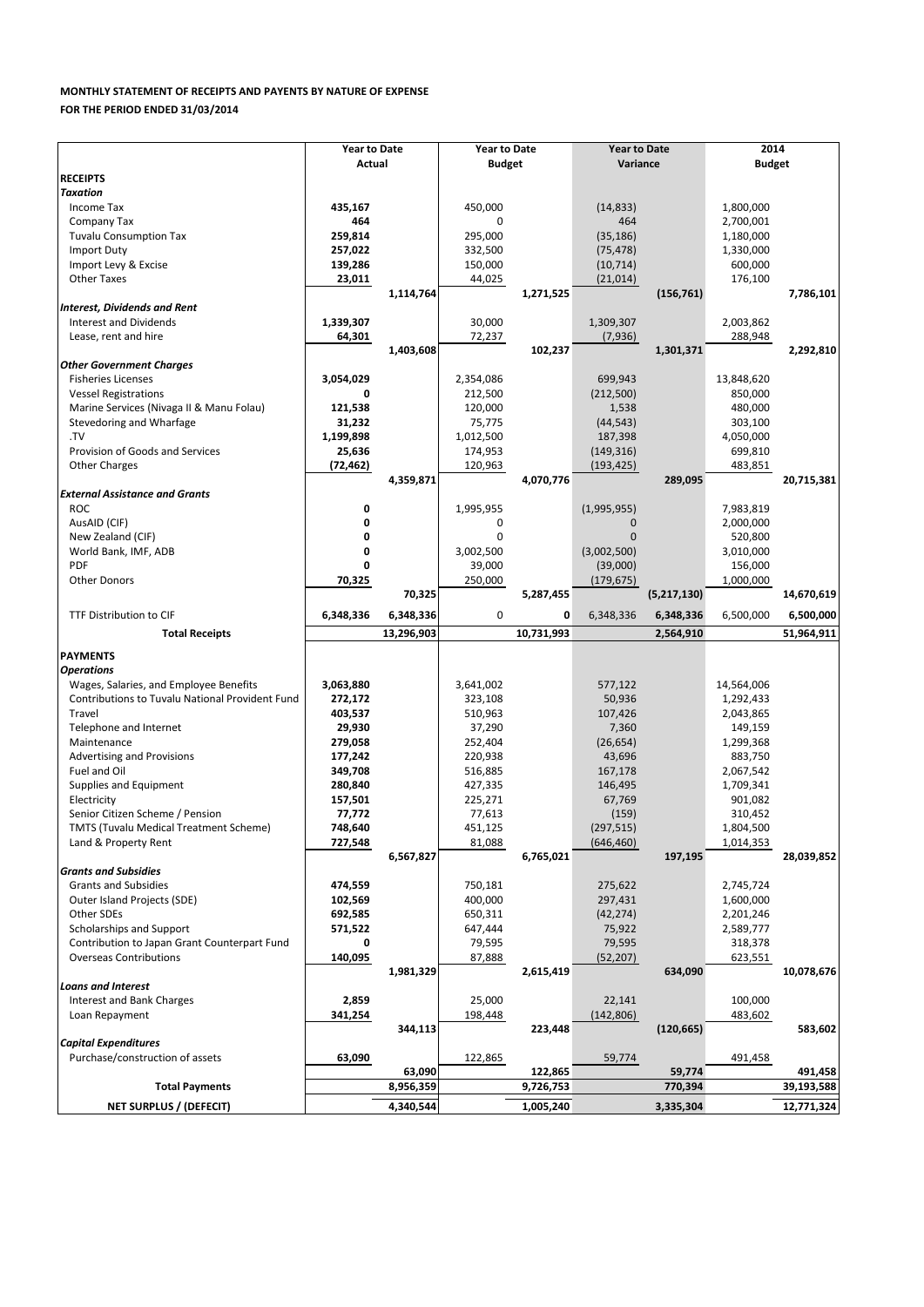**MONTHLY STATEMENT OF RECEIPTS AND PAYENTS BY NATURE OF EXPENSE**

**FOR THE PERIOD ENDED 31/03/2014**

| | Year to Date Actual | | Year to Date Budget | | Year to Date Variance | | 2014 Budget | |
|---|---|---|---|---|---|---|---|---|
| **RECEIPTS** | | | | | | | | |
| ***Taxation*** | | | | | | | | |
| Income Tax | **435,167** | | 450,000 | | (14,833) | | 1,800,000 | |
| Company Tax | **464** | | 0 | | 464 | | 2,700,001 | |
| Tuvalu Consumption Tax | **259,814** | | 295,000 | | (35,186) | | 1,180,000 | |
| Import Duty | **257,022** | | 332,500 | | (75,478) | | 1,330,000 | |
| Import Levy & Excise | **139,286** | | 150,000 | | (10,714) | | 600,000 | |
| Other Taxes | **23,011** | | 44,025 | | (21,014) | | 176,100 | |
| | | **1,114,764** | | **1,271,525** | | **(156,761)** | | **7,786,101** |
| ***Interest, Dividends and Rent*** | | | | | | | | |
| Interest and Dividends | **1,339,307** | | 30,000 | | 1,309,307 | | 2,003,862 | |
| Lease, rent and hire | **64,301** | | 72,237 | | (7,936) | | 288,948 | |
| | | **1,403,608** | | **102,237** | | **1,301,371** | | **2,292,810** |
| ***Other Government Charges*** | | | | | | | | |
| Fisheries Licenses | **3,054,029** | | 2,354,086 | | 699,943 | | 13,848,620 | |
| Vessel Registrations | **0** | | 212,500 | | (212,500) | | 850,000 | |
| Marine Services (Nivaga II & Manu Folau) | **121,538** | | 120,000 | | 1,538 | | 480,000 | |
| Stevedoring and Wharfage | **31,232** | | 75,775 | | (44,543) | | 303,100 | |
| .TV | **1,199,898** | | 1,012,500 | | 187,398 | | 4,050,000 | |
| Provision of Goods and Services | **25,636** | | 174,953 | | (149,316) | | 699,810 | |
| Other Charges | **(72,462)** | | 120,963 | | (193,425) | | 483,851 | |
| | | **4,359,871** | | **4,070,776** | | **289,095** | | **20,715,381** |
| ***External Assistance and Grants*** | | | | | | | | |
| ROC | **0** | | 1,995,955 | | (1,995,955) | | 7,983,819 | |
| AusAID (CIF) | **0** | | 0 | | 0 | | 2,000,000 | |
| New Zealand (CIF) | **0** | | 0 | | 0 | | 520,800 | |
| World Bank, IMF, ADB | **0** | | 3,002,500 | | (3,002,500) | | 3,010,000 | |
| PDF | **0** | | 39,000 | | (39,000) | | 156,000 | |
| Other Donors | **70,325** | | 250,000 | | (179,675) | | 1,000,000 | |
| | | **70,325** | | **5,287,455** | | **(5,217,130)** | | **14,670,619** |
| TTF Distribution to CIF | **6,348,336** | **6,348,336** | 0 | **0** | 6,348,336 | **6,348,336** | 6,500,000 | **6,500,000** |
| **Total Receipts** | | **13,296,903** | | **10,731,993** | | **2,564,910** | | **51,964,911** |
| **PAYMENTS** | | | | | | | | |
| ***Operations*** | | | | | | | | |
| Wages, Salaries, and Employee Benefits | **3,063,880** | | 3,641,002 | | 577,122 | | 14,564,006 | |
| Contributions to Tuvalu National Provident Fund | **272,172** | | 323,108 | | 50,936 | | 1,292,433 | |
| Travel | **403,537** | | 510,963 | | 107,426 | | 2,043,865 | |
| Telephone and Internet | **29,930** | | 37,290 | | 7,360 | | 149,159 | |
| Maintenance | **279,058** | | 252,404 | | (26,654) | | 1,299,368 | |
| Advertising and Provisions | **177,242** | | 220,938 | | 43,696 | | 883,750 | |
| Fuel and Oil | **349,708** | | 516,885 | | 167,178 | | 2,067,542 | |
| Supplies and Equipment | **280,840** | | 427,335 | | 146,495 | | 1,709,341 | |
| Electricity | **157,501** | | 225,271 | | 67,769 | | 901,082 | |
| Senior Citizen Scheme / Pension | **77,772** | | 77,613 | | (159) | | 310,452 | |
| TMTS (Tuvalu Medical Treatment Scheme) | **748,640** | | 451,125 | | (297,515) | | 1,804,500 | |
| Land & Property Rent | **727,548** | | 81,088 | | (646,460) | | 1,014,353 | |
| | | **6,567,827** | | **6,765,021** | | **197,195** | | **28,039,852** |
| ***Grants and Subsidies*** | | | | | | | | |
| Grants and Subsidies | **474,559** | | 750,181 | | 275,622 | | 2,745,724 | |
| Outer Island Projects (SDE) | **102,569** | | 400,000 | | 297,431 | | 1,600,000 | |
| Other SDEs | **692,585** | | 650,311 | | (42,274) | | 2,201,246 | |
| Scholarships and Support | **571,522** | | 647,444 | | 75,922 | | 2,589,777 | |
| Contribution to Japan Grant Counterpart Fund | **0** | | 79,595 | | 79,595 | | 318,378 | |
| Overseas Contributions | **140,095** | | 87,888 | | (52,207) | | 623,551 | |
| | | **1,981,329** | | **2,615,419** | | **634,090** | | **10,078,676** |
| ***Loans and Interest*** | | | | | | | | |
| Interest and Bank Charges | **2,859** | | 25,000 | | 22,141 | | 100,000 | |
| Loan Repayment | **341,254** | | 198,448 | | (142,806) | | 483,602 | |
| | | **344,113** | | **223,448** | | **(120,665)** | | **583,602** |
| ***Capital Expenditures*** | | | | | | | | |
| Purchase/construction of assets | **63,090** | | 122,865 | | 59,774 | | 491,458 | |
| | | **63,090** | | **122,865** | | **59,774** | | **491,458** |
| **Total Payments** | | **8,956,359** | | **9,726,753** | | **770,394** | | **39,193,588** |
| **NET SURPLUS / (DEFECIT)** | | **4,340,544** | | **1,005,240** | | **3,335,304** | | **12,771,324** |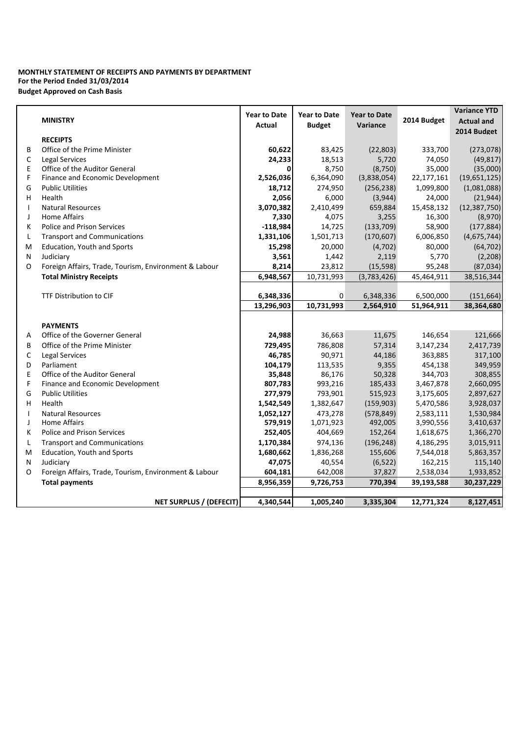**MONTHLY STATEMENT OF RECEIPTS AND PAYMENTS BY DEPARTMENT**
**For the Period Ended 31/03/2014**
**Budget Approved on Cash Basis**

| | MINISTRY | Year to Date Actual | Year to Date Budget | Year to Date Variance | 2014 Budget | Variance YTD Actual and 2014 Budget |
|---|---|---|---|---|---|---|
| | **RECEIPTS** | | | | | |
| B | Office of the Prime Minister | **60,622** | 83,425 | (22,803) | 333,700 | (273,078) |
| C | Legal Services | **24,233** | 18,513 | 5,720 | 74,050 | (49,817) |
| E | Office of the Auditor General | **0** | 8,750 | (8,750) | 35,000 | (35,000) |
| F | Finance and Economic Development | **2,526,036** | 6,364,090 | (3,838,054) | 22,177,161 | (19,651,125) |
| G | Public Utilities | **18,712** | 274,950 | (256,238) | 1,099,800 | (1,081,088) |
| H | Health | **2,056** | 6,000 | (3,944) | 24,000 | (21,944) |
| I | Natural Resources | **3,070,382** | 2,410,499 | 659,884 | 15,458,132 | (12,387,750) |
| J | Home Affairs | **7,330** | 4,075 | 3,255 | 16,300 | (8,970) |
| K | Police and Prison Services | **-118,984** | 14,725 | (133,709) | 58,900 | (177,884) |
| L | Transport and Communications | **1,331,106** | 1,501,713 | (170,607) | 6,006,850 | (4,675,744) |
| M | Education, Youth and Sports | **15,298** | 20,000 | (4,702) | 80,000 | (64,702) |
| N | Judiciary | **3,561** | 1,442 | 2,119 | 5,770 | (2,208) |
| O | Foreign Affairs, Trade, Tourism, Environment & Labour | **8,214** | 23,812 | (15,598) | 95,248 | (87,034) |
| | **Total Ministry Receipts** | **6,948,567** | 10,731,993 | (3,783,426) | 45,464,911 | 38,516,344 |
| | TTF Distribution to CIF | **6,348,336** | 0 | 6,348,336 | 6,500,000 | (151,664) |
| | | **13,296,903** | **10,731,993** | **2,564,910** | **51,964,911** | **38,364,680** |
| | **PAYMENTS** | | | | | |
| A | Office of the Governer General | **24,988** | 36,663 | 11,675 | 146,654 | 121,666 |
| B | Office of the Prime Minister | **729,495** | 786,808 | 57,314 | 3,147,234 | 2,417,739 |
| C | Legal Services | **46,785** | 90,971 | 44,186 | 363,885 | 317,100 |
| D | Parliament | **104,179** | 113,535 | 9,355 | 454,138 | 349,959 |
| E | Office of the Auditor General | **35,848** | 86,176 | 50,328 | 344,703 | 308,855 |
| F | Finance and Economic Development | **807,783** | 993,216 | 185,433 | 3,467,878 | 2,660,095 |
| G | Public Utilities | **277,979** | 793,901 | 515,923 | 3,175,605 | 2,897,627 |
| H | Health | **1,542,549** | 1,382,647 | (159,903) | 5,470,586 | 3,928,037 |
| I | Natural Resources | **1,052,127** | 473,278 | (578,849) | 2,583,111 | 1,530,984 |
| J | Home Affairs | **579,919** | 1,071,923 | 492,005 | 3,990,556 | 3,410,637 |
| K | Police and Prison Services | **252,405** | 404,669 | 152,264 | 1,618,675 | 1,366,270 |
| L | Transport and Communications | **1,170,384** | 974,136 | (196,248) | 4,186,295 | 3,015,911 |
| M | Education, Youth and Sports | **1,680,662** | 1,836,268 | 155,606 | 7,544,018 | 5,863,357 |
| N | Judiciary | **47,075** | 40,554 | (6,522) | 162,215 | 115,140 |
| O | Foreign Affairs, Trade, Tourism, Environment & Labour | **604,181** | 642,008 | 37,827 | 2,538,034 | 1,933,852 |
| | **Total payments** | **8,956,359** | **9,726,753** | **770,394** | **39,193,588** | **30,237,229** |
| | **NET SURPLUS / (DEFECIT)** | **4,340,544** | **1,005,240** | **3,335,304** | **12,771,324** | **8,127,451** |